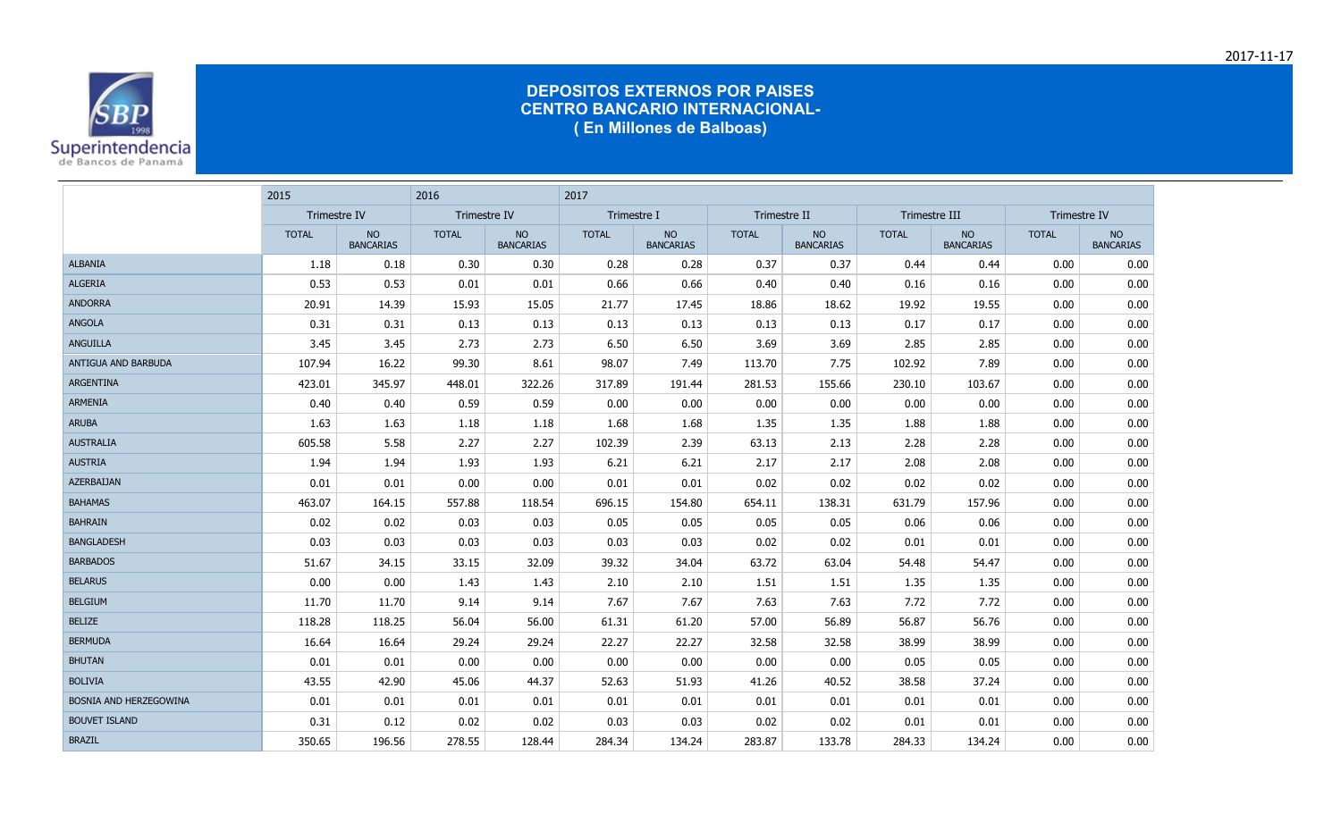# DEPOSITOS EXTERNOS POR PAISES
## CENTRO BANCARIO INTERNACIONAL-
### ( En Millones de Balboas)

|  | 2015 |  | 2016 |  | 2017 |  |  |  |  |  |  |  |
|---|---|---|---|---|---|---|---|---|---|---|---|---|
|  | Trimestre IV |  | Trimestre IV |  | Trimestre I |  | Trimestre II |  | Trimestre III |  | Trimestre IV |  |
|  | TOTAL | NO BANCARIAS | TOTAL | NO BANCARIAS | TOTAL | NO BANCARIAS | TOTAL | NO BANCARIAS | TOTAL | NO BANCARIAS | TOTAL | NO BANCARIAS |
| ALBANIA | 1.18 | 0.18 | 0.30 | 0.30 | 0.28 | 0.28 | 0.37 | 0.37 | 0.44 | 0.44 | 0.00 | 0.00 |
| ALGERIA | 0.53 | 0.53 | 0.01 | 0.01 | 0.66 | 0.66 | 0.40 | 0.40 | 0.16 | 0.16 | 0.00 | 0.00 |
| ANDORRA | 20.91 | 14.39 | 15.93 | 15.05 | 21.77 | 17.45 | 18.86 | 18.62 | 19.92 | 19.55 | 0.00 | 0.00 |
| ANGOLA | 0.31 | 0.31 | 0.13 | 0.13 | 0.13 | 0.13 | 0.13 | 0.13 | 0.17 | 0.17 | 0.00 | 0.00 |
| ANGUILLA | 3.45 | 3.45 | 2.73 | 2.73 | 6.50 | 6.50 | 3.69 | 3.69 | 2.85 | 2.85 | 0.00 | 0.00 |
| ANTIGUA AND BARBUDA | 107.94 | 16.22 | 99.30 | 8.61 | 98.07 | 7.49 | 113.70 | 7.75 | 102.92 | 7.89 | 0.00 | 0.00 |
| ARGENTINA | 423.01 | 345.97 | 448.01 | 322.26 | 317.89 | 191.44 | 281.53 | 155.66 | 230.10 | 103.67 | 0.00 | 0.00 |
| ARMENIA | 0.40 | 0.40 | 0.59 | 0.59 | 0.00 | 0.00 | 0.00 | 0.00 | 0.00 | 0.00 | 0.00 | 0.00 |
| ARUBA | 1.63 | 1.63 | 1.18 | 1.18 | 1.68 | 1.68 | 1.35 | 1.35 | 1.88 | 1.88 | 0.00 | 0.00 |
| AUSTRALIA | 605.58 | 5.58 | 2.27 | 2.27 | 102.39 | 2.39 | 63.13 | 2.13 | 2.28 | 2.28 | 0.00 | 0.00 |
| AUSTRIA | 1.94 | 1.94 | 1.93 | 1.93 | 6.21 | 6.21 | 2.17 | 2.17 | 2.08 | 2.08 | 0.00 | 0.00 |
| AZERBAIJAN | 0.01 | 0.01 | 0.00 | 0.00 | 0.01 | 0.01 | 0.02 | 0.02 | 0.02 | 0.02 | 0.00 | 0.00 |
| BAHAMAS | 463.07 | 164.15 | 557.88 | 118.54 | 696.15 | 154.80 | 654.11 | 138.31 | 631.79 | 157.96 | 0.00 | 0.00 |
| BAHRAIN | 0.02 | 0.02 | 0.03 | 0.03 | 0.05 | 0.05 | 0.05 | 0.05 | 0.06 | 0.06 | 0.00 | 0.00 |
| BANGLADESH | 0.03 | 0.03 | 0.03 | 0.03 | 0.03 | 0.03 | 0.02 | 0.02 | 0.01 | 0.01 | 0.00 | 0.00 |
| BARBADOS | 51.67 | 34.15 | 33.15 | 32.09 | 39.32 | 34.04 | 63.72 | 63.04 | 54.48 | 54.47 | 0.00 | 0.00 |
| BELARUS | 0.00 | 0.00 | 1.43 | 1.43 | 2.10 | 2.10 | 1.51 | 1.51 | 1.35 | 1.35 | 0.00 | 0.00 |
| BELGIUM | 11.70 | 11.70 | 9.14 | 9.14 | 7.67 | 7.67 | 7.63 | 7.63 | 7.72 | 7.72 | 0.00 | 0.00 |
| BELIZE | 118.28 | 118.25 | 56.04 | 56.00 | 61.31 | 61.20 | 57.00 | 56.89 | 56.87 | 56.76 | 0.00 | 0.00 |
| BERMUDA | 16.64 | 16.64 | 29.24 | 29.24 | 22.27 | 22.27 | 32.58 | 32.58 | 38.99 | 38.99 | 0.00 | 0.00 |
| BHUTAN | 0.01 | 0.01 | 0.00 | 0.00 | 0.00 | 0.00 | 0.00 | 0.00 | 0.05 | 0.05 | 0.00 | 0.00 |
| BOLIVIA | 43.55 | 42.90 | 45.06 | 44.37 | 52.63 | 51.93 | 41.26 | 40.52 | 38.58 | 37.24 | 0.00 | 0.00 |
| BOSNIA AND HERZEGOWINA | 0.01 | 0.01 | 0.01 | 0.01 | 0.01 | 0.01 | 0.01 | 0.01 | 0.01 | 0.01 | 0.00 | 0.00 |
| BOUVET ISLAND | 0.31 | 0.12 | 0.02 | 0.02 | 0.03 | 0.03 | 0.02 | 0.02 | 0.01 | 0.01 | 0.00 | 0.00 |
| BRAZIL | 350.65 | 196.56 | 278.55 | 128.44 | 284.34 | 134.24 | 283.87 | 133.78 | 284.33 | 134.24 | 0.00 | 0.00 |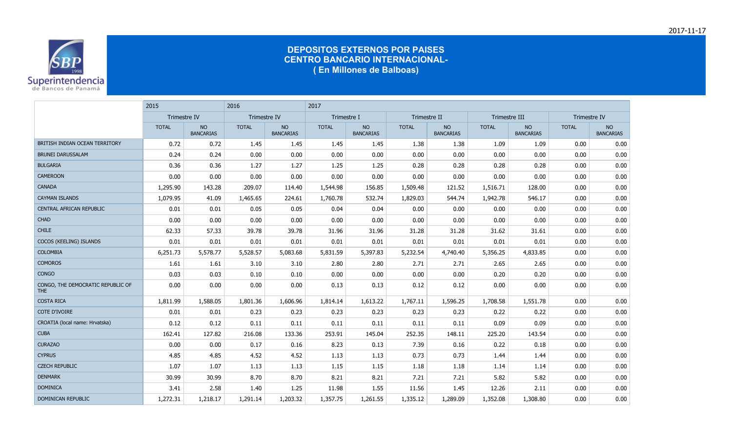# DEPOSITOS EXTERNOS POR PAISES
## CENTRO BANCARIO INTERNACIONAL-
### ( En Millones de Balboas)

| | 2015 | | 2016 | | 2017 | | | | | | | |
|---|---|---|---|---|---|---|---|---|---|---|---|---|
| | Trimestre IV | | Trimestre IV | | Trimestre I | | Trimestre II | | Trimestre III | | Trimestre IV | |
| | TOTAL | NO BANCARIAS | TOTAL | NO BANCARIAS | TOTAL | NO BANCARIAS | TOTAL | NO BANCARIAS | TOTAL | NO BANCARIAS | TOTAL | NO BANCARIAS |
| BRITISH INDIAN OCEAN TERRITORY | 0.72 | 0.72 | 1.45 | 1.45 | 1.45 | 1.45 | 1.38 | 1.38 | 1.09 | 1.09 | 0.00 | 0.00 |
| BRUNEI DARUSSALAM | 0.24 | 0.24 | 0.00 | 0.00 | 0.00 | 0.00 | 0.00 | 0.00 | 0.00 | 0.00 | 0.00 | 0.00 |
| BULGARIA | 0.36 | 0.36 | 1.27 | 1.27 | 1.25 | 1.25 | 0.28 | 0.28 | 0.28 | 0.28 | 0.00 | 0.00 |
| CAMEROON | 0.00 | 0.00 | 0.00 | 0.00 | 0.00 | 0.00 | 0.00 | 0.00 | 0.00 | 0.00 | 0.00 | 0.00 |
| CANADA | 1,295.90 | 143.28 | 209.07 | 114.40 | 1,544.98 | 156.85 | 1,509.48 | 121.52 | 1,516.71 | 128.00 | 0.00 | 0.00 |
| CAYMAN ISLANDS | 1,079.95 | 41.09 | 1,465.65 | 224.61 | 1,760.78 | 532.74 | 1,829.03 | 544.74 | 1,942.78 | 546.17 | 0.00 | 0.00 |
| CENTRAL AFRICAN REPUBLIC | 0.01 | 0.01 | 0.05 | 0.05 | 0.04 | 0.04 | 0.00 | 0.00 | 0.00 | 0.00 | 0.00 | 0.00 |
| CHAD | 0.00 | 0.00 | 0.00 | 0.00 | 0.00 | 0.00 | 0.00 | 0.00 | 0.00 | 0.00 | 0.00 | 0.00 |
| CHILE | 62.33 | 57.33 | 39.78 | 39.78 | 31.96 | 31.96 | 31.28 | 31.28 | 31.62 | 31.61 | 0.00 | 0.00 |
| COCOS (KEELING) ISLANDS | 0.01 | 0.01 | 0.01 | 0.01 | 0.01 | 0.01 | 0.01 | 0.01 | 0.01 | 0.01 | 0.00 | 0.00 |
| COLOMBIA | 6,251.73 | 5,578.77 | 5,528.57 | 5,083.68 | 5,831.59 | 5,397.83 | 5,232.54 | 4,740.40 | 5,356.25 | 4,833.85 | 0.00 | 0.00 |
| COMOROS | 1.61 | 1.61 | 3.10 | 3.10 | 2.80 | 2.80 | 2.71 | 2.71 | 2.65 | 2.65 | 0.00 | 0.00 |
| CONGO | 0.03 | 0.03 | 0.10 | 0.10 | 0.00 | 0.00 | 0.00 | 0.00 | 0.20 | 0.20 | 0.00 | 0.00 |
| CONGO, THE DEMOCRATIC REPUBLIC OF THE | 0.00 | 0.00 | 0.00 | 0.00 | 0.13 | 0.13 | 0.12 | 0.12 | 0.00 | 0.00 | 0.00 | 0.00 |
| COSTA RICA | 1,811.99 | 1,588.05 | 1,801.36 | 1,606.96 | 1,814.14 | 1,613.22 | 1,767.11 | 1,596.25 | 1,708.58 | 1,551.78 | 0.00 | 0.00 |
| COTE D'IVOIRE | 0.01 | 0.01 | 0.23 | 0.23 | 0.23 | 0.23 | 0.23 | 0.23 | 0.22 | 0.22 | 0.00 | 0.00 |
| CROATIA (local name: Hrvatska) | 0.12 | 0.12 | 0.11 | 0.11 | 0.11 | 0.11 | 0.11 | 0.11 | 0.09 | 0.09 | 0.00 | 0.00 |
| CUBA | 162.41 | 127.82 | 216.08 | 133.36 | 253.91 | 145.04 | 252.35 | 148.11 | 225.20 | 143.54 | 0.00 | 0.00 |
| CURAZAO | 0.00 | 0.00 | 0.17 | 0.16 | 8.23 | 0.13 | 7.39 | 0.16 | 0.22 | 0.18 | 0.00 | 0.00 |
| CYPRUS | 4.85 | 4.85 | 4.52 | 4.52 | 1.13 | 1.13 | 0.73 | 0.73 | 1.44 | 1.44 | 0.00 | 0.00 |
| CZECH REPUBLIC | 1.07 | 1.07 | 1.13 | 1.13 | 1.15 | 1.15 | 1.18 | 1.18 | 1.14 | 1.14 | 0.00 | 0.00 |
| DENMARK | 30.99 | 30.99 | 8.70 | 8.70 | 8.21 | 8.21 | 7.21 | 7.21 | 5.82 | 5.82 | 0.00 | 0.00 |
| DOMINICA | 3.41 | 2.58 | 1.40 | 1.25 | 11.98 | 1.55 | 11.56 | 1.45 | 12.26 | 2.11 | 0.00 | 0.00 |
| DOMINICAN REPUBLIC | 1,272.31 | 1,218.17 | 1,291.14 | 1,203.32 | 1,357.75 | 1,261.55 | 1,335.12 | 1,289.09 | 1,352.08 | 1,308.80 | 0.00 | 0.00 |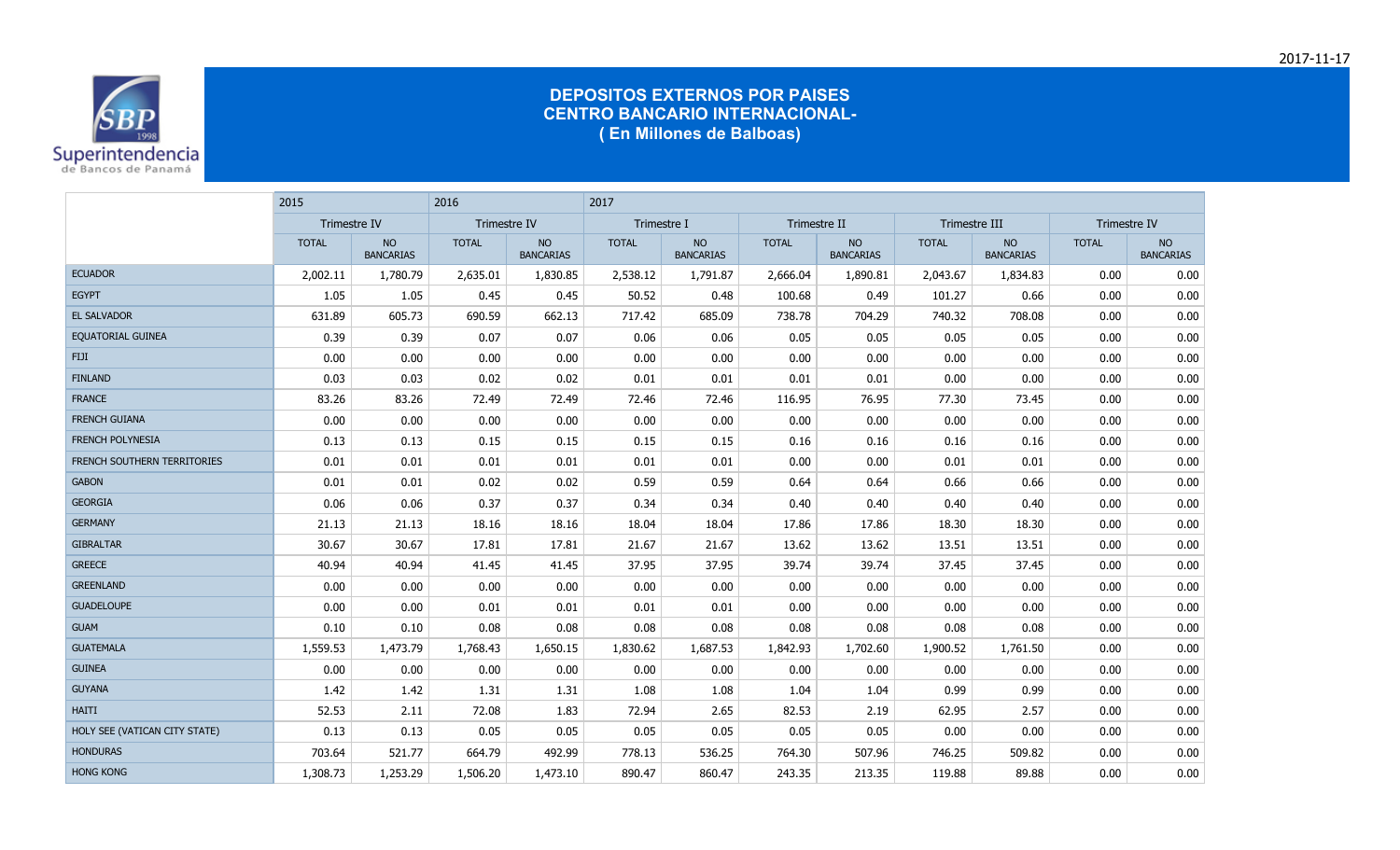# DEPOSITOS EXTERNOS POR PAISES
## CENTRO BANCARIO INTERNACIONAL-
### ( En Millones de Balboas)

| | 2015 | | 2016 | | 2017 | | | | | | | |
|---|---|---|---|---|---|---|---|---|---|---|---|---|
| | Trimestre IV | | Trimestre IV | | Trimestre I | | Trimestre II | | Trimestre III | | Trimestre IV | |
| | TOTAL | NO BANCARIAS | TOTAL | NO BANCARIAS | TOTAL | NO BANCARIAS | TOTAL | NO BANCARIAS | TOTAL | NO BANCARIAS | TOTAL | NO BANCARIAS |
| ECUADOR | 2,002.11 | 1,780.79 | 2,635.01 | 1,830.85 | 2,538.12 | 1,791.87 | 2,666.04 | 1,890.81 | 2,043.67 | 1,834.83 | 0.00 | 0.00 |
| EGYPT | 1.05 | 1.05 | 0.45 | 0.45 | 50.52 | 0.48 | 100.68 | 0.49 | 101.27 | 0.66 | 0.00 | 0.00 |
| EL SALVADOR | 631.89 | 605.73 | 690.59 | 662.13 | 717.42 | 685.09 | 738.78 | 704.29 | 740.32 | 708.08 | 0.00 | 0.00 |
| EQUATORIAL GUINEA | 0.39 | 0.39 | 0.07 | 0.07 | 0.06 | 0.06 | 0.05 | 0.05 | 0.05 | 0.05 | 0.00 | 0.00 |
| FIJI | 0.00 | 0.00 | 0.00 | 0.00 | 0.00 | 0.00 | 0.00 | 0.00 | 0.00 | 0.00 | 0.00 | 0.00 |
| FINLAND | 0.03 | 0.03 | 0.02 | 0.02 | 0.01 | 0.01 | 0.01 | 0.01 | 0.00 | 0.00 | 0.00 | 0.00 |
| FRANCE | 83.26 | 83.26 | 72.49 | 72.49 | 72.46 | 72.46 | 116.95 | 76.95 | 77.30 | 73.45 | 0.00 | 0.00 |
| FRENCH GUIANA | 0.00 | 0.00 | 0.00 | 0.00 | 0.00 | 0.00 | 0.00 | 0.00 | 0.00 | 0.00 | 0.00 | 0.00 |
| FRENCH POLYNESIA | 0.13 | 0.13 | 0.15 | 0.15 | 0.15 | 0.15 | 0.16 | 0.16 | 0.16 | 0.16 | 0.00 | 0.00 |
| FRENCH SOUTHERN TERRITORIES | 0.01 | 0.01 | 0.01 | 0.01 | 0.01 | 0.01 | 0.00 | 0.00 | 0.01 | 0.01 | 0.00 | 0.00 |
| GABON | 0.01 | 0.01 | 0.02 | 0.02 | 0.59 | 0.59 | 0.64 | 0.64 | 0.66 | 0.66 | 0.00 | 0.00 |
| GEORGIA | 0.06 | 0.06 | 0.37 | 0.37 | 0.34 | 0.34 | 0.40 | 0.40 | 0.40 | 0.40 | 0.00 | 0.00 |
| GERMANY | 21.13 | 21.13 | 18.16 | 18.16 | 18.04 | 18.04 | 17.86 | 17.86 | 18.30 | 18.30 | 0.00 | 0.00 |
| GIBRALTAR | 30.67 | 30.67 | 17.81 | 17.81 | 21.67 | 21.67 | 13.62 | 13.62 | 13.51 | 13.51 | 0.00 | 0.00 |
| GREECE | 40.94 | 40.94 | 41.45 | 41.45 | 37.95 | 37.95 | 39.74 | 39.74 | 37.45 | 37.45 | 0.00 | 0.00 |
| GREENLAND | 0.00 | 0.00 | 0.00 | 0.00 | 0.00 | 0.00 | 0.00 | 0.00 | 0.00 | 0.00 | 0.00 | 0.00 |
| GUADELOUPE | 0.00 | 0.00 | 0.01 | 0.01 | 0.01 | 0.01 | 0.00 | 0.00 | 0.00 | 0.00 | 0.00 | 0.00 |
| GUAM | 0.10 | 0.10 | 0.08 | 0.08 | 0.08 | 0.08 | 0.08 | 0.08 | 0.08 | 0.08 | 0.00 | 0.00 |
| GUATEMALA | 1,559.53 | 1,473.79 | 1,768.43 | 1,650.15 | 1,830.62 | 1,687.53 | 1,842.93 | 1,702.60 | 1,900.52 | 1,761.50 | 0.00 | 0.00 |
| GUINEA | 0.00 | 0.00 | 0.00 | 0.00 | 0.00 | 0.00 | 0.00 | 0.00 | 0.00 | 0.00 | 0.00 | 0.00 |
| GUYANA | 1.42 | 1.42 | 1.31 | 1.31 | 1.08 | 1.08 | 1.04 | 1.04 | 0.99 | 0.99 | 0.00 | 0.00 |
| HAITI | 52.53 | 2.11 | 72.08 | 1.83 | 72.94 | 2.65 | 82.53 | 2.19 | 62.95 | 2.57 | 0.00 | 0.00 |
| HOLY SEE (VATICAN CITY STATE) | 0.13 | 0.13 | 0.05 | 0.05 | 0.05 | 0.05 | 0.05 | 0.05 | 0.00 | 0.00 | 0.00 | 0.00 |
| HONDURAS | 703.64 | 521.77 | 664.79 | 492.99 | 778.13 | 536.25 | 764.30 | 507.96 | 746.25 | 509.82 | 0.00 | 0.00 |
| HONG KONG | 1,308.73 | 1,253.29 | 1,506.20 | 1,473.10 | 890.47 | 860.47 | 243.35 | 213.35 | 119.88 | 89.88 | 0.00 | 0.00 |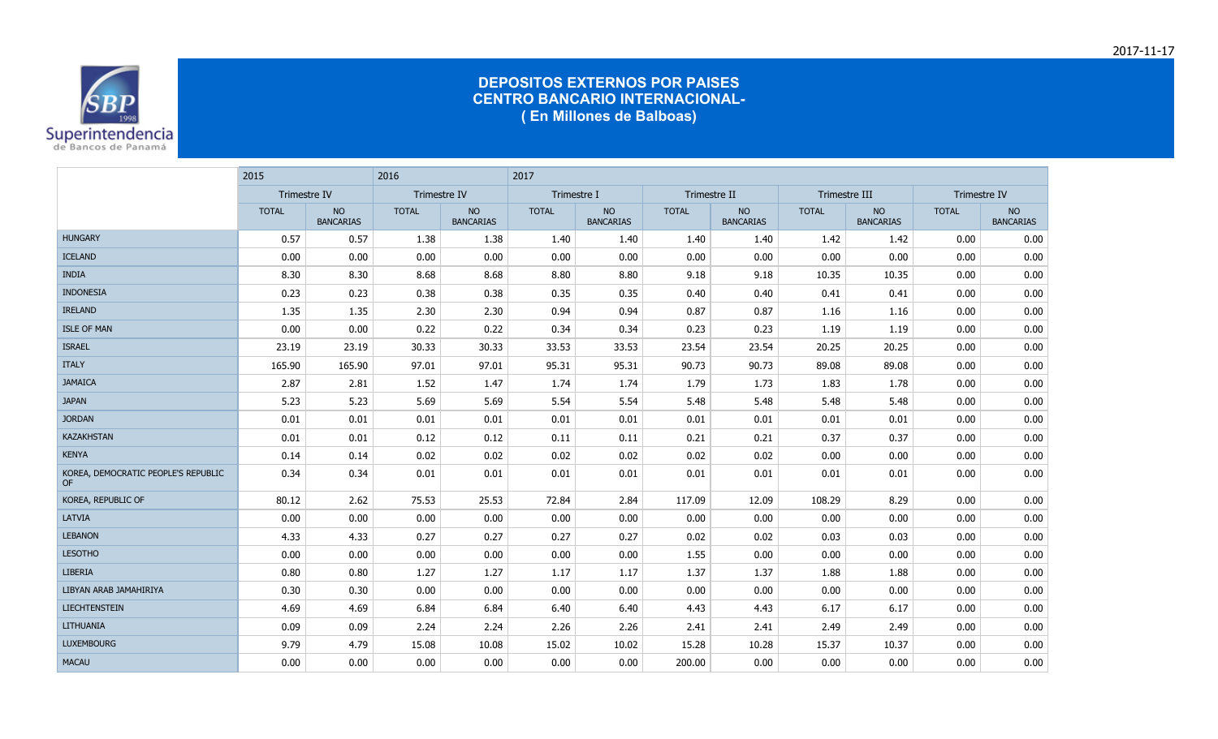# DEPOSITOS EXTERNOS POR PAISES
## CENTRO BANCARIO INTERNACIONAL-
### ( En Millones de Balboas)

| | 2015 | | 2016 | | 2017 | | | | | | | |
|---|---|---|---|---|---|---|---|---|---|---|---|---|
| | Trimestre IV | | Trimestre IV | | Trimestre I | | Trimestre II | | Trimestre III | | Trimestre IV | |
| | TOTAL | NO BANCARIAS | TOTAL | NO BANCARIAS | TOTAL | NO BANCARIAS | TOTAL | NO BANCARIAS | TOTAL | NO BANCARIAS | TOTAL | NO BANCARIAS |
| HUNGARY | 0.57 | 0.57 | 1.38 | 1.38 | 1.40 | 1.40 | 1.40 | 1.40 | 1.42 | 1.42 | 0.00 | 0.00 |
| ICELAND | 0.00 | 0.00 | 0.00 | 0.00 | 0.00 | 0.00 | 0.00 | 0.00 | 0.00 | 0.00 | 0.00 | 0.00 |
| INDIA | 8.30 | 8.30 | 8.68 | 8.68 | 8.80 | 8.80 | 9.18 | 9.18 | 10.35 | 10.35 | 0.00 | 0.00 |
| INDONESIA | 0.23 | 0.23 | 0.38 | 0.38 | 0.35 | 0.35 | 0.40 | 0.40 | 0.41 | 0.41 | 0.00 | 0.00 |
| IRELAND | 1.35 | 1.35 | 2.30 | 2.30 | 0.94 | 0.94 | 0.87 | 0.87 | 1.16 | 1.16 | 0.00 | 0.00 |
| ISLE OF MAN | 0.00 | 0.00 | 0.22 | 0.22 | 0.34 | 0.34 | 0.23 | 0.23 | 1.19 | 1.19 | 0.00 | 0.00 |
| ISRAEL | 23.19 | 23.19 | 30.33 | 30.33 | 33.53 | 33.53 | 23.54 | 23.54 | 20.25 | 20.25 | 0.00 | 0.00 |
| ITALY | 165.90 | 165.90 | 97.01 | 97.01 | 95.31 | 95.31 | 90.73 | 90.73 | 89.08 | 89.08 | 0.00 | 0.00 |
| JAMAICA | 2.87 | 2.81 | 1.52 | 1.47 | 1.74 | 1.74 | 1.79 | 1.73 | 1.83 | 1.78 | 0.00 | 0.00 |
| JAPAN | 5.23 | 5.23 | 5.69 | 5.69 | 5.54 | 5.54 | 5.48 | 5.48 | 5.48 | 5.48 | 0.00 | 0.00 |
| JORDAN | 0.01 | 0.01 | 0.01 | 0.01 | 0.01 | 0.01 | 0.01 | 0.01 | 0.01 | 0.01 | 0.00 | 0.00 |
| KAZAKHSTAN | 0.01 | 0.01 | 0.12 | 0.12 | 0.11 | 0.11 | 0.21 | 0.21 | 0.37 | 0.37 | 0.00 | 0.00 |
| KENYA | 0.14 | 0.14 | 0.02 | 0.02 | 0.02 | 0.02 | 0.02 | 0.02 | 0.00 | 0.00 | 0.00 | 0.00 |
| KOREA, DEMOCRATIC PEOPLE'S REPUBLIC OF | 0.34 | 0.34 | 0.01 | 0.01 | 0.01 | 0.01 | 0.01 | 0.01 | 0.01 | 0.01 | 0.00 | 0.00 |
| KOREA, REPUBLIC OF | 80.12 | 2.62 | 75.53 | 25.53 | 72.84 | 2.84 | 117.09 | 12.09 | 108.29 | 8.29 | 0.00 | 0.00 |
| LATVIA | 0.00 | 0.00 | 0.00 | 0.00 | 0.00 | 0.00 | 0.00 | 0.00 | 0.00 | 0.00 | 0.00 | 0.00 |
| LEBANON | 4.33 | 4.33 | 0.27 | 0.27 | 0.27 | 0.27 | 0.02 | 0.02 | 0.03 | 0.03 | 0.00 | 0.00 |
| LESOTHO | 0.00 | 0.00 | 0.00 | 0.00 | 0.00 | 0.00 | 1.55 | 0.00 | 0.00 | 0.00 | 0.00 | 0.00 |
| LIBERIA | 0.80 | 0.80 | 1.27 | 1.27 | 1.17 | 1.17 | 1.37 | 1.37 | 1.88 | 1.88 | 0.00 | 0.00 |
| LIBYAN ARAB JAMAHIRIYA | 0.30 | 0.30 | 0.00 | 0.00 | 0.00 | 0.00 | 0.00 | 0.00 | 0.00 | 0.00 | 0.00 | 0.00 |
| LIECHTENSTEIN | 4.69 | 4.69 | 6.84 | 6.84 | 6.40 | 6.40 | 4.43 | 4.43 | 6.17 | 6.17 | 0.00 | 0.00 |
| LITHUANIA | 0.09 | 0.09 | 2.24 | 2.24 | 2.26 | 2.26 | 2.41 | 2.41 | 2.49 | 2.49 | 0.00 | 0.00 |
| LUXEMBOURG | 9.79 | 4.79 | 15.08 | 10.08 | 15.02 | 10.02 | 15.28 | 10.28 | 15.37 | 10.37 | 0.00 | 0.00 |
| MACAU | 0.00 | 0.00 | 0.00 | 0.00 | 0.00 | 0.00 | 200.00 | 0.00 | 0.00 | 0.00 | 0.00 | 0.00 |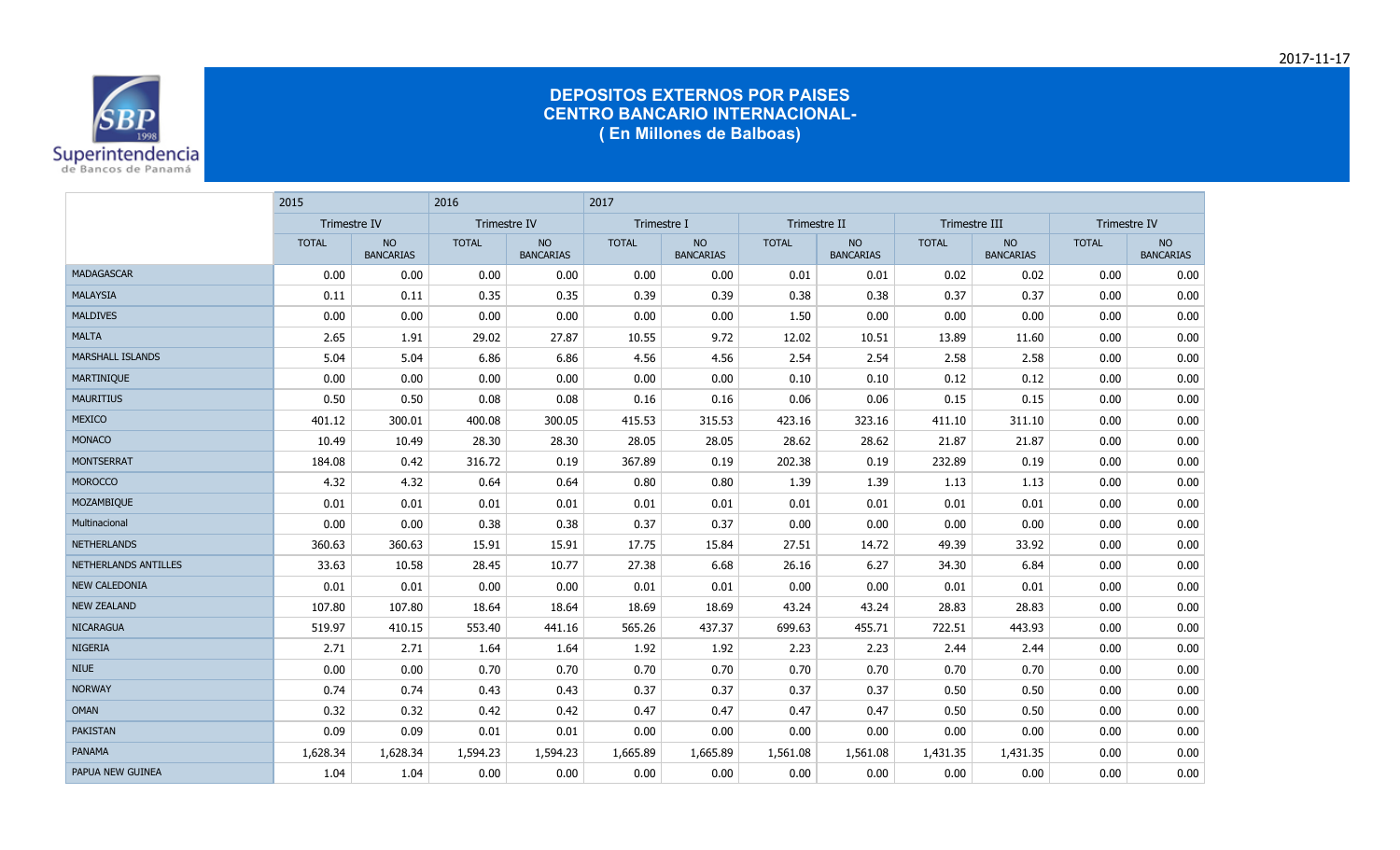# DEPOSITOS EXTERNOS POR PAISES
## CENTRO BANCARIO INTERNACIONAL-
### ( En Millones de Balboas)

| | 2015 | | 2016 | | 2017 | | | | | | | |
|---|---|---|---|---|---|---|---|---|---|---|---|---|
| | Trimestre IV | | Trimestre IV | | Trimestre I | | Trimestre II | | Trimestre III | | Trimestre IV | |
| | TOTAL | NO BANCARIAS | TOTAL | NO BANCARIAS | TOTAL | NO BANCARIAS | TOTAL | NO BANCARIAS | TOTAL | NO BANCARIAS | TOTAL | NO BANCARIAS |
| MADAGASCAR | 0.00 | 0.00 | 0.00 | 0.00 | 0.00 | 0.00 | 0.01 | 0.01 | 0.02 | 0.02 | 0.00 | 0.00 |
| MALAYSIA | 0.11 | 0.11 | 0.35 | 0.35 | 0.39 | 0.39 | 0.38 | 0.38 | 0.37 | 0.37 | 0.00 | 0.00 |
| MALDIVES | 0.00 | 0.00 | 0.00 | 0.00 | 0.00 | 0.00 | 1.50 | 0.00 | 0.00 | 0.00 | 0.00 | 0.00 |
| MALTA | 2.65 | 1.91 | 29.02 | 27.87 | 10.55 | 9.72 | 12.02 | 10.51 | 13.89 | 11.60 | 0.00 | 0.00 |
| MARSHALL ISLANDS | 5.04 | 5.04 | 6.86 | 6.86 | 4.56 | 4.56 | 2.54 | 2.54 | 2.58 | 2.58 | 0.00 | 0.00 |
| MARTINIQUE | 0.00 | 0.00 | 0.00 | 0.00 | 0.00 | 0.00 | 0.10 | 0.10 | 0.12 | 0.12 | 0.00 | 0.00 |
| MAURITIUS | 0.50 | 0.50 | 0.08 | 0.08 | 0.16 | 0.16 | 0.06 | 0.06 | 0.15 | 0.15 | 0.00 | 0.00 |
| MEXICO | 401.12 | 300.01 | 400.08 | 300.05 | 415.53 | 315.53 | 423.16 | 323.16 | 411.10 | 311.10 | 0.00 | 0.00 |
| MONACO | 10.49 | 10.49 | 28.30 | 28.30 | 28.05 | 28.05 | 28.62 | 28.62 | 21.87 | 21.87 | 0.00 | 0.00 |
| MONTSERRAT | 184.08 | 0.42 | 316.72 | 0.19 | 367.89 | 0.19 | 202.38 | 0.19 | 232.89 | 0.19 | 0.00 | 0.00 |
| MOROCCO | 4.32 | 4.32 | 0.64 | 0.64 | 0.80 | 0.80 | 1.39 | 1.39 | 1.13 | 1.13 | 0.00 | 0.00 |
| MOZAMBIQUE | 0.01 | 0.01 | 0.01 | 0.01 | 0.01 | 0.01 | 0.01 | 0.01 | 0.01 | 0.01 | 0.00 | 0.00 |
| Multinacional | 0.00 | 0.00 | 0.38 | 0.38 | 0.37 | 0.37 | 0.00 | 0.00 | 0.00 | 0.00 | 0.00 | 0.00 |
| NETHERLANDS | 360.63 | 360.63 | 15.91 | 15.91 | 17.75 | 15.84 | 27.51 | 14.72 | 49.39 | 33.92 | 0.00 | 0.00 |
| NETHERLANDS ANTILLES | 33.63 | 10.58 | 28.45 | 10.77 | 27.38 | 6.68 | 26.16 | 6.27 | 34.30 | 6.84 | 0.00 | 0.00 |
| NEW CALEDONIA | 0.01 | 0.01 | 0.00 | 0.00 | 0.01 | 0.01 | 0.00 | 0.00 | 0.01 | 0.01 | 0.00 | 0.00 |
| NEW ZEALAND | 107.80 | 107.80 | 18.64 | 18.64 | 18.69 | 18.69 | 43.24 | 43.24 | 28.83 | 28.83 | 0.00 | 0.00 |
| NICARAGUA | 519.97 | 410.15 | 553.40 | 441.16 | 565.26 | 437.37 | 699.63 | 455.71 | 722.51 | 443.93 | 0.00 | 0.00 |
| NIGERIA | 2.71 | 2.71 | 1.64 | 1.64 | 1.92 | 1.92 | 2.23 | 2.23 | 2.44 | 2.44 | 0.00 | 0.00 |
| NIUE | 0.00 | 0.00 | 0.70 | 0.70 | 0.70 | 0.70 | 0.70 | 0.70 | 0.70 | 0.70 | 0.00 | 0.00 |
| NORWAY | 0.74 | 0.74 | 0.43 | 0.43 | 0.37 | 0.37 | 0.37 | 0.37 | 0.50 | 0.50 | 0.00 | 0.00 |
| OMAN | 0.32 | 0.32 | 0.42 | 0.42 | 0.47 | 0.47 | 0.47 | 0.47 | 0.50 | 0.50 | 0.00 | 0.00 |
| PAKISTAN | 0.09 | 0.09 | 0.01 | 0.01 | 0.00 | 0.00 | 0.00 | 0.00 | 0.00 | 0.00 | 0.00 | 0.00 |
| PANAMA | 1,628.34 | 1,628.34 | 1,594.23 | 1,594.23 | 1,665.89 | 1,665.89 | 1,561.08 | 1,561.08 | 1,431.35 | 1,431.35 | 0.00 | 0.00 |
| PAPUA NEW GUINEA | 1.04 | 1.04 | 0.00 | 0.00 | 0.00 | 0.00 | 0.00 | 0.00 | 0.00 | 0.00 | 0.00 | 0.00 |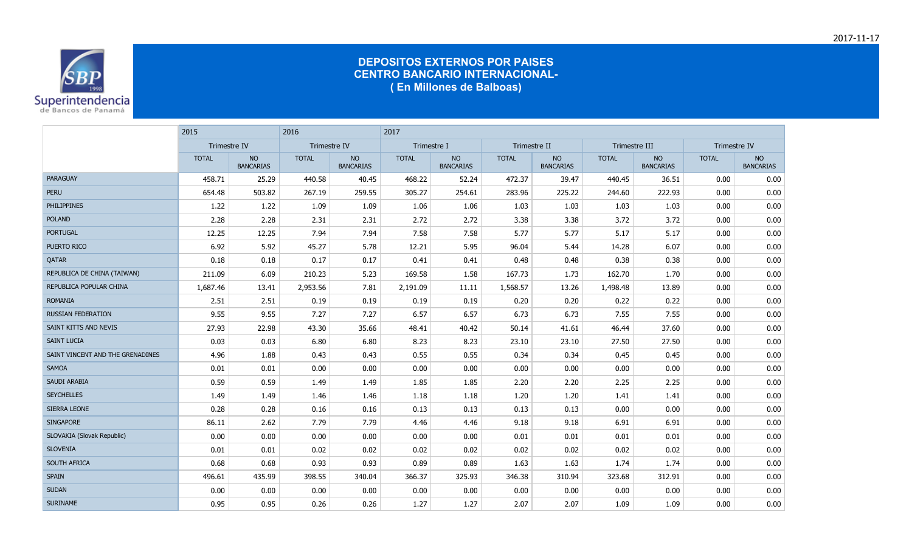2017-11-17

# DEPOSITOS EXTERNOS POR PAISES
## CENTRO BANCARIO INTERNACIONAL-
### ( En Millones de Balboas)

| | 2015 | | 2016 | | 2017 | | | | | | | |
|---|---|---|---|---|---|---|---|---|---|---|---|---|
| | Trimestre IV | | Trimestre IV | | Trimestre I | | Trimestre II | | Trimestre III | | Trimestre IV | |
| | TOTAL | NO BANCARIAS | TOTAL | NO BANCARIAS | TOTAL | NO BANCARIAS | TOTAL | NO BANCARIAS | TOTAL | NO BANCARIAS | TOTAL | NO BANCARIAS |
| PARAGUAY | 458.71 | 25.29 | 440.58 | 40.45 | 468.22 | 52.24 | 472.37 | 39.47 | 440.45 | 36.51 | 0.00 | 0.00 |
| PERU | 654.48 | 503.82 | 267.19 | 259.55 | 305.27 | 254.61 | 283.96 | 225.22 | 244.60 | 222.93 | 0.00 | 0.00 |
| PHILIPPINES | 1.22 | 1.22 | 1.09 | 1.09 | 1.06 | 1.06 | 1.03 | 1.03 | 1.03 | 1.03 | 0.00 | 0.00 |
| POLAND | 2.28 | 2.28 | 2.31 | 2.31 | 2.72 | 2.72 | 3.38 | 3.38 | 3.72 | 3.72 | 0.00 | 0.00 |
| PORTUGAL | 12.25 | 12.25 | 7.94 | 7.94 | 7.58 | 7.58 | 5.77 | 5.77 | 5.17 | 5.17 | 0.00 | 0.00 |
| PUERTO RICO | 6.92 | 5.92 | 45.27 | 5.78 | 12.21 | 5.95 | 96.04 | 5.44 | 14.28 | 6.07 | 0.00 | 0.00 |
| QATAR | 0.18 | 0.18 | 0.17 | 0.17 | 0.41 | 0.41 | 0.48 | 0.48 | 0.38 | 0.38 | 0.00 | 0.00 |
| REPUBLICA DE CHINA (TAIWAN) | 211.09 | 6.09 | 210.23 | 5.23 | 169.58 | 1.58 | 167.73 | 1.73 | 162.70 | 1.70 | 0.00 | 0.00 |
| REPUBLICA POPULAR CHINA | 1,687.46 | 13.41 | 2,953.56 | 7.81 | 2,191.09 | 11.11 | 1,568.57 | 13.26 | 1,498.48 | 13.89 | 0.00 | 0.00 |
| ROMANIA | 2.51 | 2.51 | 0.19 | 0.19 | 0.19 | 0.19 | 0.20 | 0.20 | 0.22 | 0.22 | 0.00 | 0.00 |
| RUSSIAN FEDERATION | 9.55 | 9.55 | 7.27 | 7.27 | 6.57 | 6.57 | 6.73 | 6.73 | 7.55 | 7.55 | 0.00 | 0.00 |
| SAINT KITTS AND NEVIS | 27.93 | 22.98 | 43.30 | 35.66 | 48.41 | 40.42 | 50.14 | 41.61 | 46.44 | 37.60 | 0.00 | 0.00 |
| SAINT LUCIA | 0.03 | 0.03 | 6.80 | 6.80 | 8.23 | 8.23 | 23.10 | 23.10 | 27.50 | 27.50 | 0.00 | 0.00 |
| SAINT VINCENT AND THE GRENADINES | 4.96 | 1.88 | 0.43 | 0.43 | 0.55 | 0.55 | 0.34 | 0.34 | 0.45 | 0.45 | 0.00 | 0.00 |
| SAMOA | 0.01 | 0.01 | 0.00 | 0.00 | 0.00 | 0.00 | 0.00 | 0.00 | 0.00 | 0.00 | 0.00 | 0.00 |
| SAUDI ARABIA | 0.59 | 0.59 | 1.49 | 1.49 | 1.85 | 1.85 | 2.20 | 2.20 | 2.25 | 2.25 | 0.00 | 0.00 |
| SEYCHELLES | 1.49 | 1.49 | 1.46 | 1.46 | 1.18 | 1.18 | 1.20 | 1.20 | 1.41 | 1.41 | 0.00 | 0.00 |
| SIERRA LEONE | 0.28 | 0.28 | 0.16 | 0.16 | 0.13 | 0.13 | 0.13 | 0.13 | 0.00 | 0.00 | 0.00 | 0.00 |
| SINGAPORE | 86.11 | 2.62 | 7.79 | 7.79 | 4.46 | 4.46 | 9.18 | 9.18 | 6.91 | 6.91 | 0.00 | 0.00 |
| SLOVAKIA (Slovak Republic) | 0.00 | 0.00 | 0.00 | 0.00 | 0.00 | 0.00 | 0.01 | 0.01 | 0.01 | 0.01 | 0.00 | 0.00 |
| SLOVENIA | 0.01 | 0.01 | 0.02 | 0.02 | 0.02 | 0.02 | 0.02 | 0.02 | 0.02 | 0.02 | 0.00 | 0.00 |
| SOUTH AFRICA | 0.68 | 0.68 | 0.93 | 0.93 | 0.89 | 0.89 | 1.63 | 1.63 | 1.74 | 1.74 | 0.00 | 0.00 |
| SPAIN | 496.61 | 435.99 | 398.55 | 340.04 | 366.37 | 325.93 | 346.38 | 310.94 | 323.68 | 312.91 | 0.00 | 0.00 |
| SUDAN | 0.00 | 0.00 | 0.00 | 0.00 | 0.00 | 0.00 | 0.00 | 0.00 | 0.00 | 0.00 | 0.00 | 0.00 |
| SURINAME | 0.95 | 0.95 | 0.26 | 0.26 | 1.27 | 1.27 | 2.07 | 2.07 | 1.09 | 1.09 | 0.00 | 0.00 |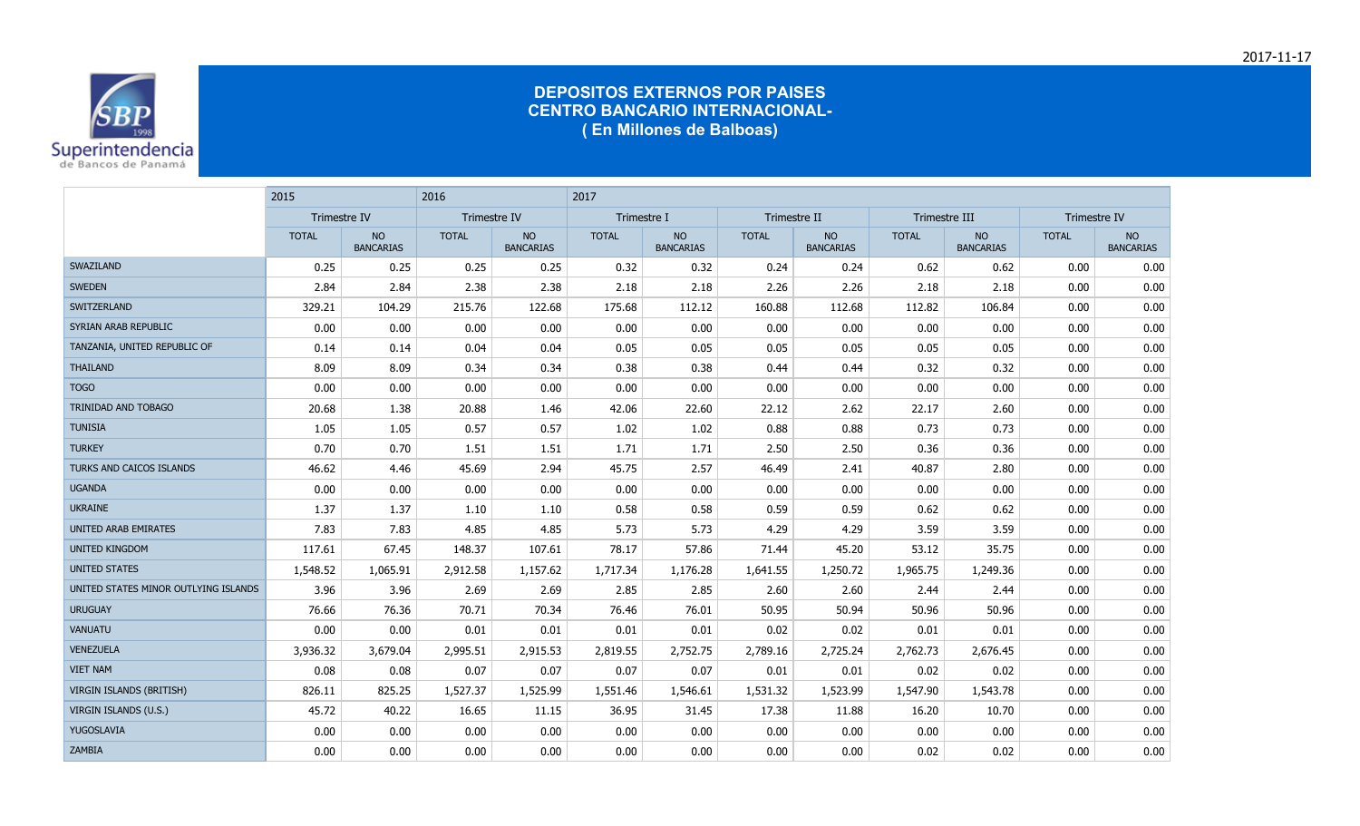# DEPOSITOS EXTERNOS POR PAISES
## CENTRO BANCARIO INTERNACIONAL-
## ( En Millones de Balboas)

| | 2015 | | 2016 | | 2017 | | | | | | | |
|---|---|---|---|---|---|---|---|---|---|---|---|---|
| | Trimestre IV | | Trimestre IV | | Trimestre I | | Trimestre II | | Trimestre III | | Trimestre IV | |
| | TOTAL | NO BANCARIAS | TOTAL | NO BANCARIAS | TOTAL | NO BANCARIAS | TOTAL | NO BANCARIAS | TOTAL | NO BANCARIAS | TOTAL | NO BANCARIAS |
| SWAZILAND | 0.25 | 0.25 | 0.25 | 0.25 | 0.32 | 0.32 | 0.24 | 0.24 | 0.62 | 0.62 | 0.00 | 0.00 |
| SWEDEN | 2.84 | 2.84 | 2.38 | 2.38 | 2.18 | 2.18 | 2.26 | 2.26 | 2.18 | 2.18 | 0.00 | 0.00 |
| SWITZERLAND | 329.21 | 104.29 | 215.76 | 122.68 | 175.68 | 112.12 | 160.88 | 112.68 | 112.82 | 106.84 | 0.00 | 0.00 |
| SYRIAN ARAB REPUBLIC | 0.00 | 0.00 | 0.00 | 0.00 | 0.00 | 0.00 | 0.00 | 0.00 | 0.00 | 0.00 | 0.00 | 0.00 |
| TANZANIA, UNITED REPUBLIC OF | 0.14 | 0.14 | 0.04 | 0.04 | 0.05 | 0.05 | 0.05 | 0.05 | 0.05 | 0.05 | 0.00 | 0.00 |
| THAILAND | 8.09 | 8.09 | 0.34 | 0.34 | 0.38 | 0.38 | 0.44 | 0.44 | 0.32 | 0.32 | 0.00 | 0.00 |
| TOGO | 0.00 | 0.00 | 0.00 | 0.00 | 0.00 | 0.00 | 0.00 | 0.00 | 0.00 | 0.00 | 0.00 | 0.00 |
| TRINIDAD AND TOBAGO | 20.68 | 1.38 | 20.88 | 1.46 | 42.06 | 22.60 | 22.12 | 2.62 | 22.17 | 2.60 | 0.00 | 0.00 |
| TUNISIA | 1.05 | 1.05 | 0.57 | 0.57 | 1.02 | 1.02 | 0.88 | 0.88 | 0.73 | 0.73 | 0.00 | 0.00 |
| TURKEY | 0.70 | 0.70 | 1.51 | 1.51 | 1.71 | 1.71 | 2.50 | 2.50 | 0.36 | 0.36 | 0.00 | 0.00 |
| TURKS AND CAICOS ISLANDS | 46.62 | 4.46 | 45.69 | 2.94 | 45.75 | 2.57 | 46.49 | 2.41 | 40.87 | 2.80 | 0.00 | 0.00 |
| UGANDA | 0.00 | 0.00 | 0.00 | 0.00 | 0.00 | 0.00 | 0.00 | 0.00 | 0.00 | 0.00 | 0.00 | 0.00 |
| UKRAINE | 1.37 | 1.37 | 1.10 | 1.10 | 0.58 | 0.58 | 0.59 | 0.59 | 0.62 | 0.62 | 0.00 | 0.00 |
| UNITED ARAB EMIRATES | 7.83 | 7.83 | 4.85 | 4.85 | 5.73 | 5.73 | 4.29 | 4.29 | 3.59 | 3.59 | 0.00 | 0.00 |
| UNITED KINGDOM | 117.61 | 67.45 | 148.37 | 107.61 | 78.17 | 57.86 | 71.44 | 45.20 | 53.12 | 35.75 | 0.00 | 0.00 |
| UNITED STATES | 1,548.52 | 1,065.91 | 2,912.58 | 1,157.62 | 1,717.34 | 1,176.28 | 1,641.55 | 1,250.72 | 1,965.75 | 1,249.36 | 0.00 | 0.00 |
| UNITED STATES MINOR OUTLYING ISLANDS | 3.96 | 3.96 | 2.69 | 2.69 | 2.85 | 2.85 | 2.60 | 2.60 | 2.44 | 2.44 | 0.00 | 0.00 |
| URUGUAY | 76.66 | 76.36 | 70.71 | 70.34 | 76.46 | 76.01 | 50.95 | 50.94 | 50.96 | 50.96 | 0.00 | 0.00 |
| VANUATU | 0.00 | 0.00 | 0.01 | 0.01 | 0.01 | 0.01 | 0.02 | 0.02 | 0.01 | 0.01 | 0.00 | 0.00 |
| VENEZUELA | 3,936.32 | 3,679.04 | 2,995.51 | 2,915.53 | 2,819.55 | 2,752.75 | 2,789.16 | 2,725.24 | 2,762.73 | 2,676.45 | 0.00 | 0.00 |
| VIET NAM | 0.08 | 0.08 | 0.07 | 0.07 | 0.07 | 0.07 | 0.01 | 0.01 | 0.02 | 0.02 | 0.00 | 0.00 |
| VIRGIN ISLANDS (BRITISH) | 826.11 | 825.25 | 1,527.37 | 1,525.99 | 1,551.46 | 1,546.61 | 1,531.32 | 1,523.99 | 1,547.90 | 1,543.78 | 0.00 | 0.00 |
| VIRGIN ISLANDS (U.S.) | 45.72 | 40.22 | 16.65 | 11.15 | 36.95 | 31.45 | 17.38 | 11.88 | 16.20 | 10.70 | 0.00 | 0.00 |
| YUGOSLAVIA | 0.00 | 0.00 | 0.00 | 0.00 | 0.00 | 0.00 | 0.00 | 0.00 | 0.00 | 0.00 | 0.00 | 0.00 |
| ZAMBIA | 0.00 | 0.00 | 0.00 | 0.00 | 0.00 | 0.00 | 0.00 | 0.00 | 0.02 | 0.02 | 0.00 | 0.00 |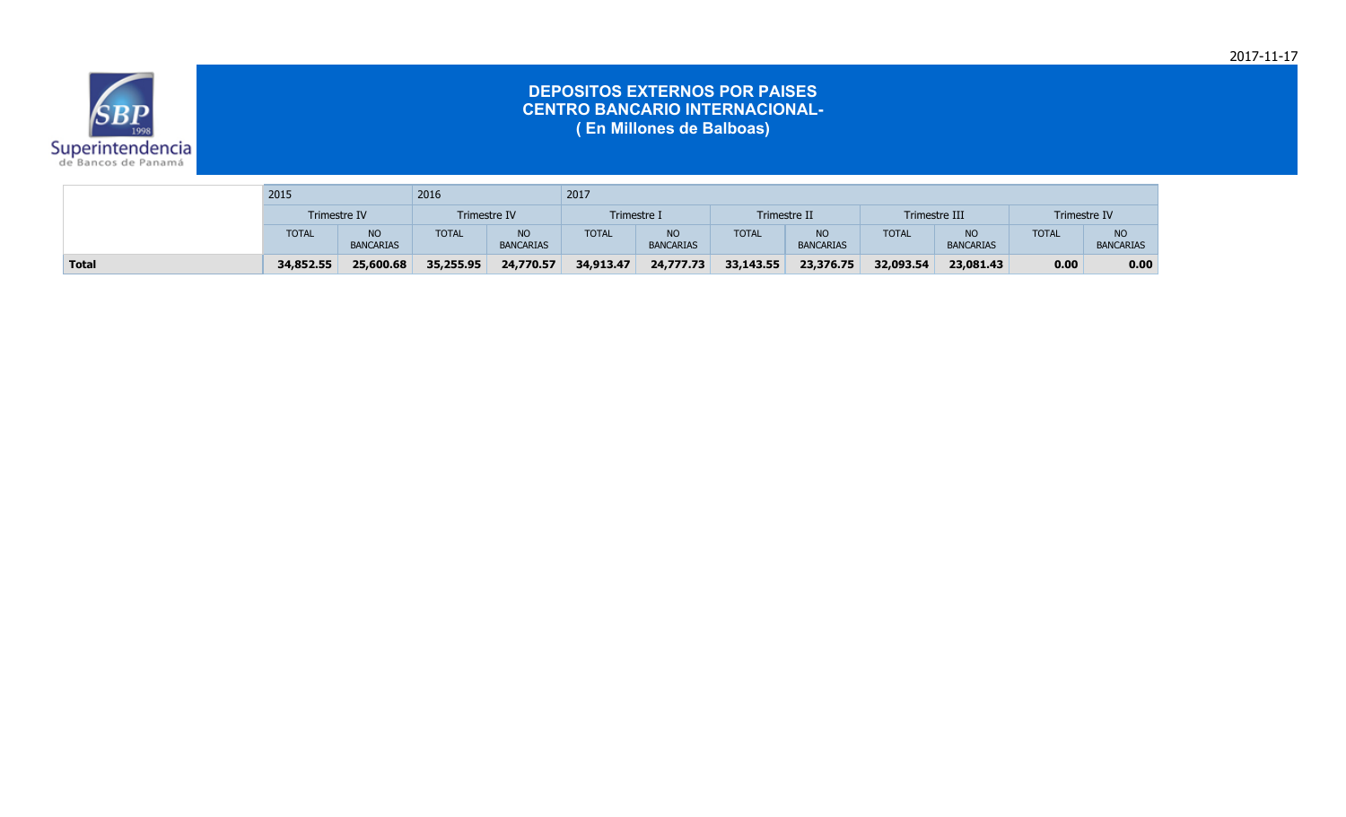# DEPOSITOS EXTERNOS POR PAISES
## CENTRO BANCARIO INTERNACIONAL-
### ( En Millones de Balboas)

2017-11-17

| | 2015 | | 2016 | | 2017 | | | | | | | |
|---|---|---|---|---|---|---|---|---|---|---|---|---|
| | Trimestre IV | | Trimestre IV | | Trimestre I | | Trimestre II | | Trimestre III | | Trimestre IV | |
| | TOTAL | NO BANCARIAS | TOTAL | NO BANCARIAS | TOTAL | NO BANCARIAS | TOTAL | NO BANCARIAS | TOTAL | NO BANCARIAS | TOTAL | NO BANCARIAS |
| **Total** | **34,852.55** | **25,600.68** | **35,255.95** | **24,770.57** | **34,913.47** | **24,777.73** | **33,143.55** | **23,376.75** | **32,093.54** | **23,081.43** | **0.00** | **0.00** |